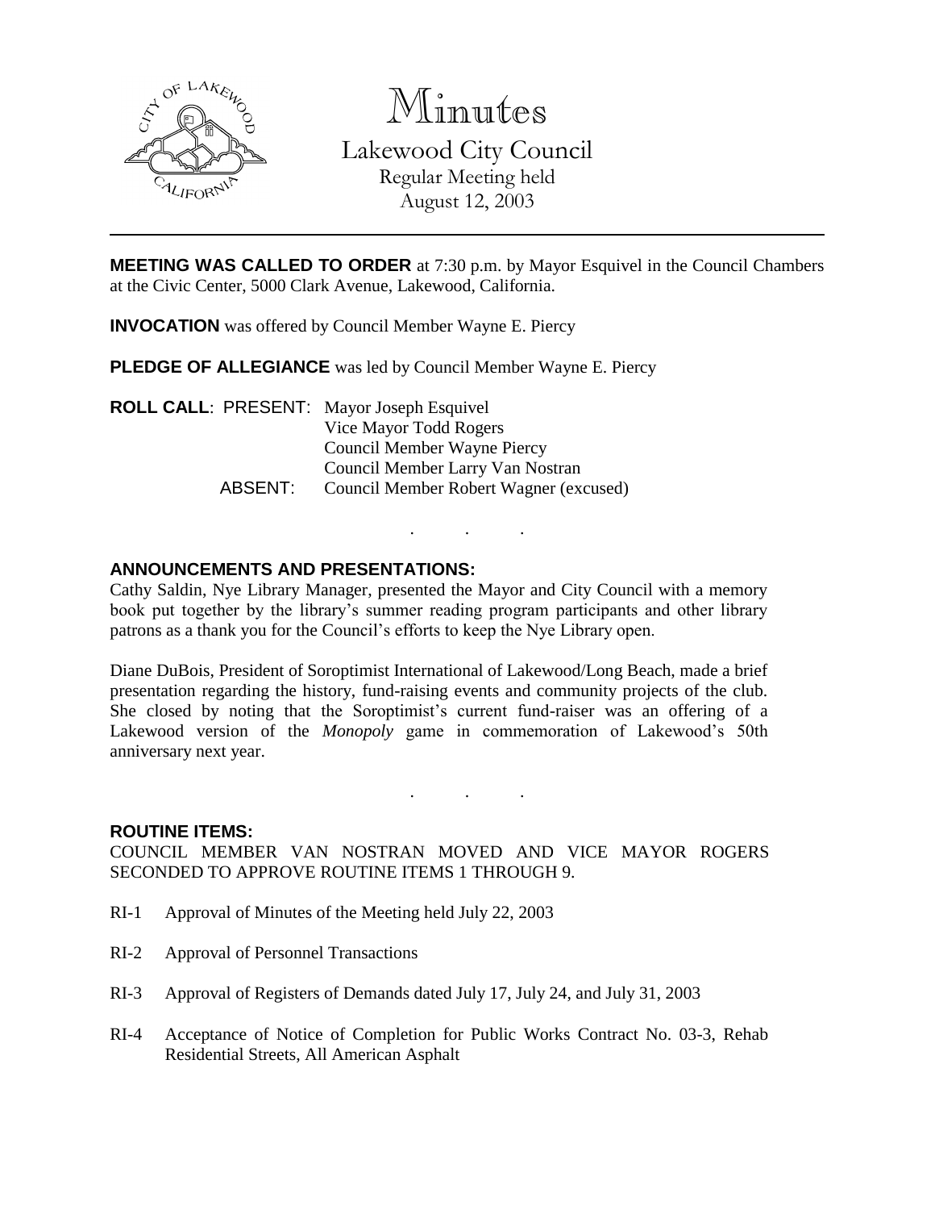# Minutes

## Lakewood City Council

Regular Meeting held
August 12, 2003

**MEETING WAS CALLED TO ORDER** at 7:30 p.m. by Mayor Esquivel in the Council Chambers at the Civic Center, 5000 Clark Avenue, Lakewood, California.

**INVOCATION** was offered by Council Member Wayne E. Piercy

**PLEDGE OF ALLEGIANCE** was led by Council Member Wayne E. Piercy

**ROLL CALL**: PRESENT: Mayor Joseph Esquivel
Vice Mayor Todd Rogers
Council Member Wayne Piercy
Council Member Larry Van Nostran
ABSENT: Council Member Robert Wagner (excused)

. . .

**ANNOUNCEMENTS AND PRESENTATIONS:**

Cathy Saldin, Nye Library Manager, presented the Mayor and City Council with a memory book put together by the library's summer reading program participants and other library patrons as a thank you for the Council's efforts to keep the Nye Library open.

Diane DuBois, President of Soroptimist International of Lakewood/Long Beach, made a brief presentation regarding the history, fund-raising events and community projects of the club. She closed by noting that the Soroptimist's current fund-raiser was an offering of a Lakewood version of the *Monopoly* game in commemoration of Lakewood's 50th anniversary next year.

. . .

**ROUTINE ITEMS:**

COUNCIL MEMBER VAN NOSTRAN MOVED AND VICE MAYOR ROGERS SECONDED TO APPROVE ROUTINE ITEMS 1 THROUGH 9.

RI-1 Approval of Minutes of the Meeting held July 22, 2003

RI-2 Approval of Personnel Transactions

RI-3 Approval of Registers of Demands dated July 17, July 24, and July 31, 2003

RI-4 Acceptance of Notice of Completion for Public Works Contract No. 03-3, Rehab Residential Streets, All American Asphalt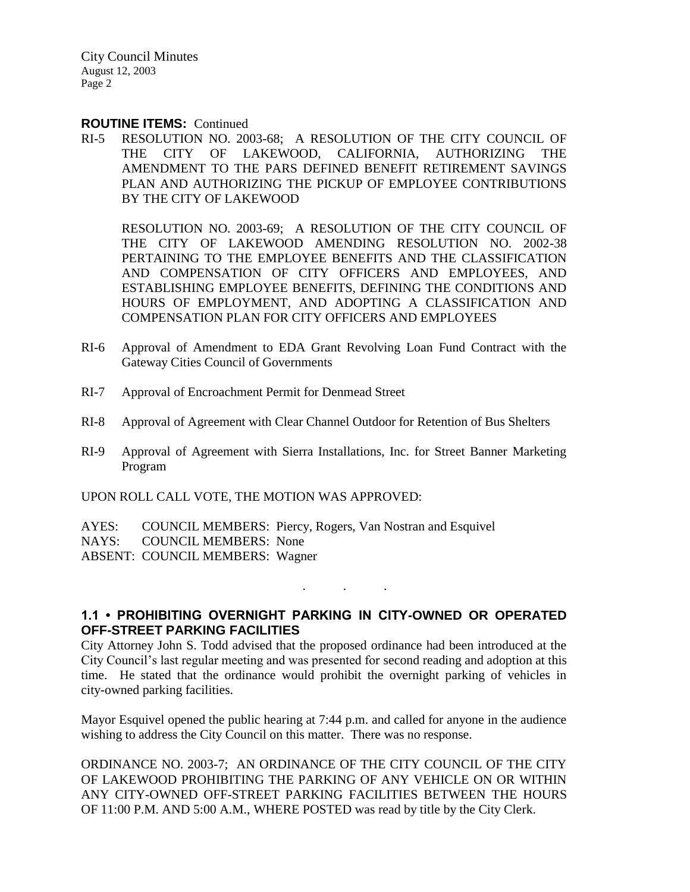**ROUTINE ITEMS:** Continued

RI-5 RESOLUTION NO. 2003-68; A RESOLUTION OF THE CITY COUNCIL OF THE CITY OF LAKEWOOD, CALIFORNIA, AUTHORIZING THE AMENDMENT TO THE PARS DEFINED BENEFIT RETIREMENT SAVINGS PLAN AND AUTHORIZING THE PICKUP OF EMPLOYEE CONTRIBUTIONS BY THE CITY OF LAKEWOOD

RESOLUTION NO. 2003-69; A RESOLUTION OF THE CITY COUNCIL OF THE CITY OF LAKEWOOD AMENDING RESOLUTION NO. 2002-38 PERTAINING TO THE EMPLOYEE BENEFITS AND THE CLASSIFICATION AND COMPENSATION OF CITY OFFICERS AND EMPLOYEES, AND ESTABLISHING EMPLOYEE BENEFITS, DEFINING THE CONDITIONS AND HOURS OF EMPLOYMENT, AND ADOPTING A CLASSIFICATION AND COMPENSATION PLAN FOR CITY OFFICERS AND EMPLOYEES

RI-6 Approval of Amendment to EDA Grant Revolving Loan Fund Contract with the Gateway Cities Council of Governments

RI-7 Approval of Encroachment Permit for Denmead Street

RI-8 Approval of Agreement with Clear Channel Outdoor for Retention of Bus Shelters

RI-9 Approval of Agreement with Sierra Installations, Inc. for Street Banner Marketing Program

UPON ROLL CALL VOTE, THE MOTION WAS APPROVED:

AYES: COUNCIL MEMBERS: Piercy, Rogers, Van Nostran and Esquivel
NAYS: COUNCIL MEMBERS: None
ABSENT: COUNCIL MEMBERS: Wagner

. . .

## 1.1 • PROHIBITING OVERNIGHT PARKING IN CITY-OWNED OR OPERATED OFF-STREET PARKING FACILITIES

City Attorney John S. Todd advised that the proposed ordinance had been introduced at the City Council's last regular meeting and was presented for second reading and adoption at this time. He stated that the ordinance would prohibit the overnight parking of vehicles in city-owned parking facilities.

Mayor Esquivel opened the public hearing at 7:44 p.m. and called for anyone in the audience wishing to address the City Council on this matter. There was no response.

ORDINANCE NO. 2003-7; AN ORDINANCE OF THE CITY COUNCIL OF THE CITY OF LAKEWOOD PROHIBITING THE PARKING OF ANY VEHICLE ON OR WITHIN ANY CITY-OWNED OFF-STREET PARKING FACILITIES BETWEEN THE HOURS OF 11:00 P.M. AND 5:00 A.M., WHERE POSTED was read by title by the City Clerk.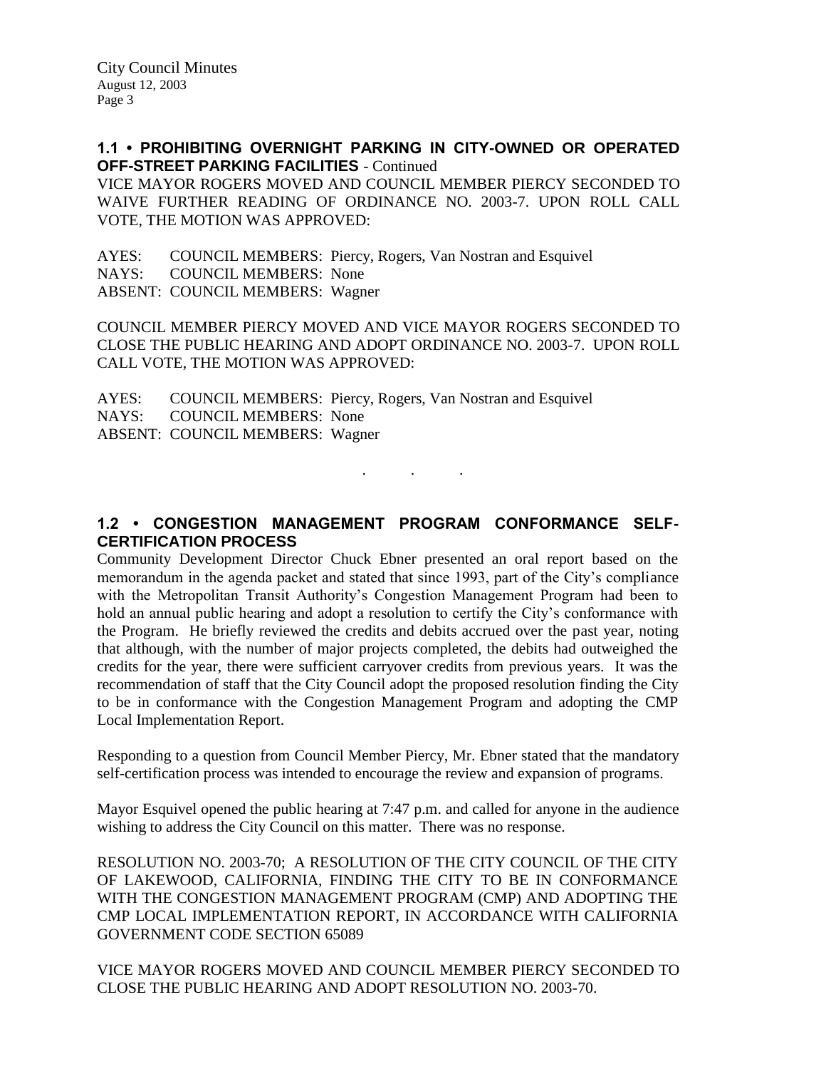**1.1 • PROHIBITING OVERNIGHT PARKING IN CITY-OWNED OR OPERATED OFF-STREET PARKING FACILITIES** - Continued

VICE MAYOR ROGERS MOVED AND COUNCIL MEMBER PIERCY SECONDED TO WAIVE FURTHER READING OF ORDINANCE NO. 2003-7. UPON ROLL CALL VOTE, THE MOTION WAS APPROVED:

AYES: COUNCIL MEMBERS: Piercy, Rogers, Van Nostran and Esquivel
NAYS: COUNCIL MEMBERS: None
ABSENT: COUNCIL MEMBERS: Wagner

COUNCIL MEMBER PIERCY MOVED AND VICE MAYOR ROGERS SECONDED TO CLOSE THE PUBLIC HEARING AND ADOPT ORDINANCE NO. 2003-7. UPON ROLL CALL VOTE, THE MOTION WAS APPROVED:

AYES: COUNCIL MEMBERS: Piercy, Rogers, Van Nostran and Esquivel
NAYS: COUNCIL MEMBERS: None
ABSENT: COUNCIL MEMBERS: Wagner

. . .

**1.2 • CONGESTION MANAGEMENT PROGRAM CONFORMANCE SELF-CERTIFICATION PROCESS**

Community Development Director Chuck Ebner presented an oral report based on the memorandum in the agenda packet and stated that since 1993, part of the City's compliance with the Metropolitan Transit Authority's Congestion Management Program had been to hold an annual public hearing and adopt a resolution to certify the City's conformance with the Program. He briefly reviewed the credits and debits accrued over the past year, noting that although, with the number of major projects completed, the debits had outweighed the credits for the year, there were sufficient carryover credits from previous years. It was the recommendation of staff that the City Council adopt the proposed resolution finding the City to be in conformance with the Congestion Management Program and adopting the CMP Local Implementation Report.

Responding to a question from Council Member Piercy, Mr. Ebner stated that the mandatory self-certification process was intended to encourage the review and expansion of programs.

Mayor Esquivel opened the public hearing at 7:47 p.m. and called for anyone in the audience wishing to address the City Council on this matter. There was no response.

RESOLUTION NO. 2003-70; A RESOLUTION OF THE CITY COUNCIL OF THE CITY OF LAKEWOOD, CALIFORNIA, FINDING THE CITY TO BE IN CONFORMANCE WITH THE CONGESTION MANAGEMENT PROGRAM (CMP) AND ADOPTING THE CMP LOCAL IMPLEMENTATION REPORT, IN ACCORDANCE WITH CALIFORNIA GOVERNMENT CODE SECTION 65089

VICE MAYOR ROGERS MOVED AND COUNCIL MEMBER PIERCY SECONDED TO CLOSE THE PUBLIC HEARING AND ADOPT RESOLUTION NO. 2003-70.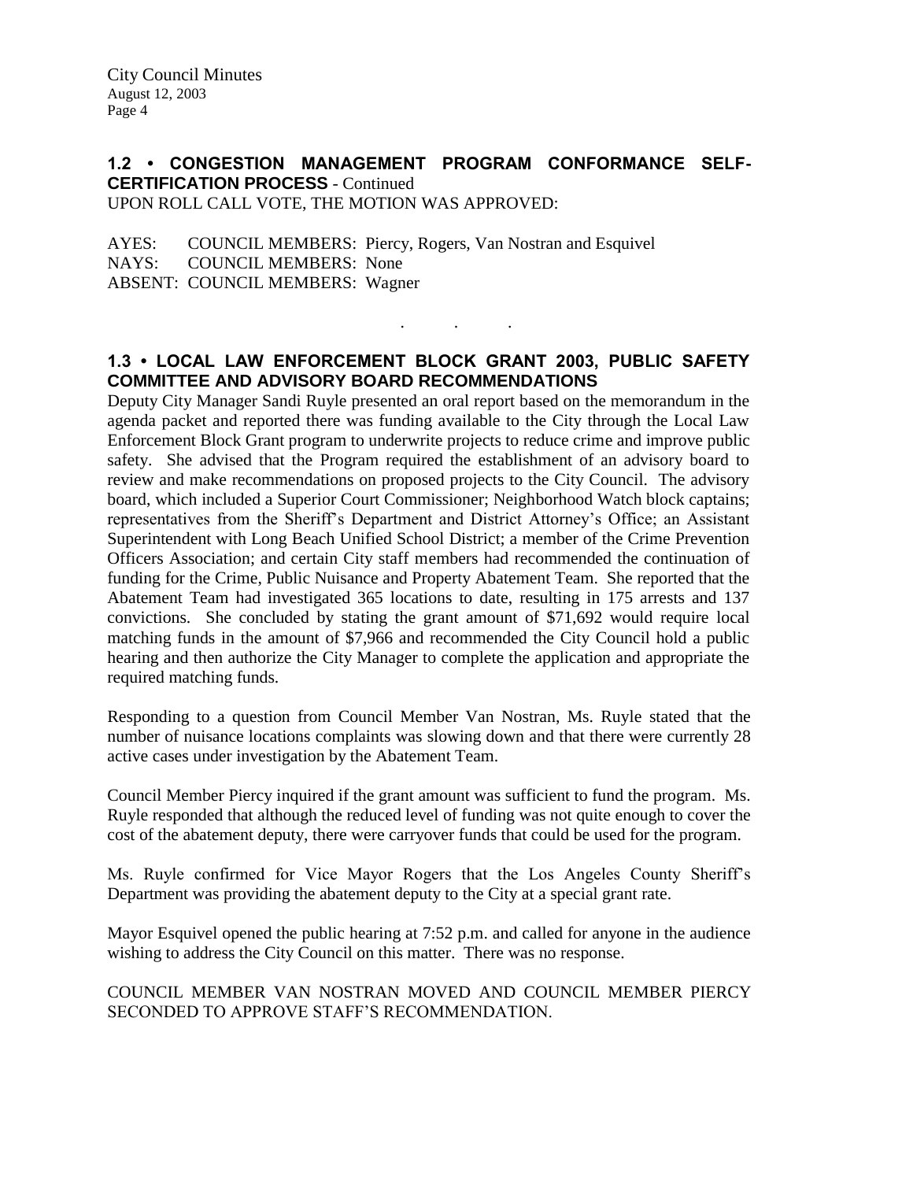## 1.2 • CONGESTION MANAGEMENT PROGRAM CONFORMANCE SELF-CERTIFICATION PROCESS - Continued

UPON ROLL CALL VOTE, THE MOTION WAS APPROVED:

AYES: COUNCIL MEMBERS: Piercy, Rogers, Van Nostran and Esquivel
NAYS: COUNCIL MEMBERS: None
ABSENT: COUNCIL MEMBERS: Wagner

. . .

## 1.3 • LOCAL LAW ENFORCEMENT BLOCK GRANT 2003, PUBLIC SAFETY COMMITTEE AND ADVISORY BOARD RECOMMENDATIONS

Deputy City Manager Sandi Ruyle presented an oral report based on the memorandum in the agenda packet and reported there was funding available to the City through the Local Law Enforcement Block Grant program to underwrite projects to reduce crime and improve public safety. She advised that the Program required the establishment of an advisory board to review and make recommendations on proposed projects to the City Council. The advisory board, which included a Superior Court Commissioner; Neighborhood Watch block captains; representatives from the Sheriff's Department and District Attorney's Office; an Assistant Superintendent with Long Beach Unified School District; a member of the Crime Prevention Officers Association; and certain City staff members had recommended the continuation of funding for the Crime, Public Nuisance and Property Abatement Team. She reported that the Abatement Team had investigated 365 locations to date, resulting in 175 arrests and 137 convictions. She concluded by stating the grant amount of $71,692 would require local matching funds in the amount of $7,966 and recommended the City Council hold a public hearing and then authorize the City Manager to complete the application and appropriate the required matching funds.

Responding to a question from Council Member Van Nostran, Ms. Ruyle stated that the number of nuisance locations complaints was slowing down and that there were currently 28 active cases under investigation by the Abatement Team.

Council Member Piercy inquired if the grant amount was sufficient to fund the program. Ms. Ruyle responded that although the reduced level of funding was not quite enough to cover the cost of the abatement deputy, there were carryover funds that could be used for the program.

Ms. Ruyle confirmed for Vice Mayor Rogers that the Los Angeles County Sheriff's Department was providing the abatement deputy to the City at a special grant rate.

Mayor Esquivel opened the public hearing at 7:52 p.m. and called for anyone in the audience wishing to address the City Council on this matter. There was no response.

COUNCIL MEMBER VAN NOSTRAN MOVED AND COUNCIL MEMBER PIERCY SECONDED TO APPROVE STAFF'S RECOMMENDATION.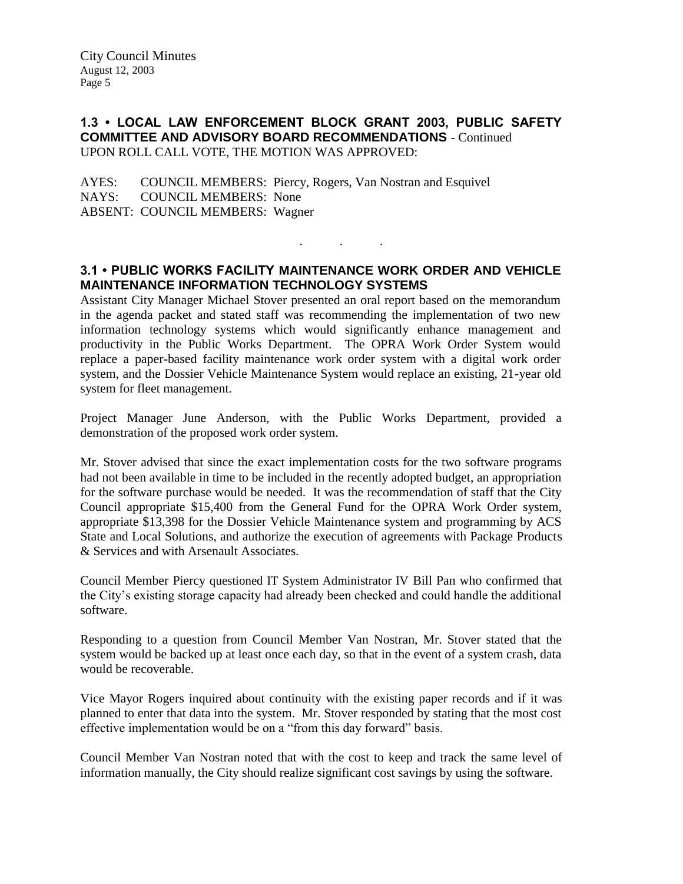### 1.3 • LOCAL LAW ENFORCEMENT BLOCK GRANT 2003, PUBLIC SAFETY COMMITTEE AND ADVISORY BOARD RECOMMENDATIONS - Continued

UPON ROLL CALL VOTE, THE MOTION WAS APPROVED:

AYES: COUNCIL MEMBERS: Piercy, Rogers, Van Nostran and Esquivel
NAYS: COUNCIL MEMBERS: None
ABSENT: COUNCIL MEMBERS: Wagner

. . .

### 3.1 • PUBLIC WORKS FACILITY MAINTENANCE WORK ORDER AND VEHICLE MAINTENANCE INFORMATION TECHNOLOGY SYSTEMS

Assistant City Manager Michael Stover presented an oral report based on the memorandum in the agenda packet and stated staff was recommending the implementation of two new information technology systems which would significantly enhance management and productivity in the Public Works Department. The OPRA Work Order System would replace a paper-based facility maintenance work order system with a digital work order system, and the Dossier Vehicle Maintenance System would replace an existing, 21-year old system for fleet management.

Project Manager June Anderson, with the Public Works Department, provided a demonstration of the proposed work order system.

Mr. Stover advised that since the exact implementation costs for the two software programs had not been available in time to be included in the recently adopted budget, an appropriation for the software purchase would be needed. It was the recommendation of staff that the City Council appropriate $15,400 from the General Fund for the OPRA Work Order system, appropriate $13,398 for the Dossier Vehicle Maintenance system and programming by ACS State and Local Solutions, and authorize the execution of agreements with Package Products & Services and with Arsenault Associates.

Council Member Piercy questioned IT System Administrator IV Bill Pan who confirmed that the City's existing storage capacity had already been checked and could handle the additional software.

Responding to a question from Council Member Van Nostran, Mr. Stover stated that the system would be backed up at least once each day, so that in the event of a system crash, data would be recoverable.

Vice Mayor Rogers inquired about continuity with the existing paper records and if it was planned to enter that data into the system. Mr. Stover responded by stating that the most cost effective implementation would be on a "from this day forward" basis.

Council Member Van Nostran noted that with the cost to keep and track the same level of information manually, the City should realize significant cost savings by using the software.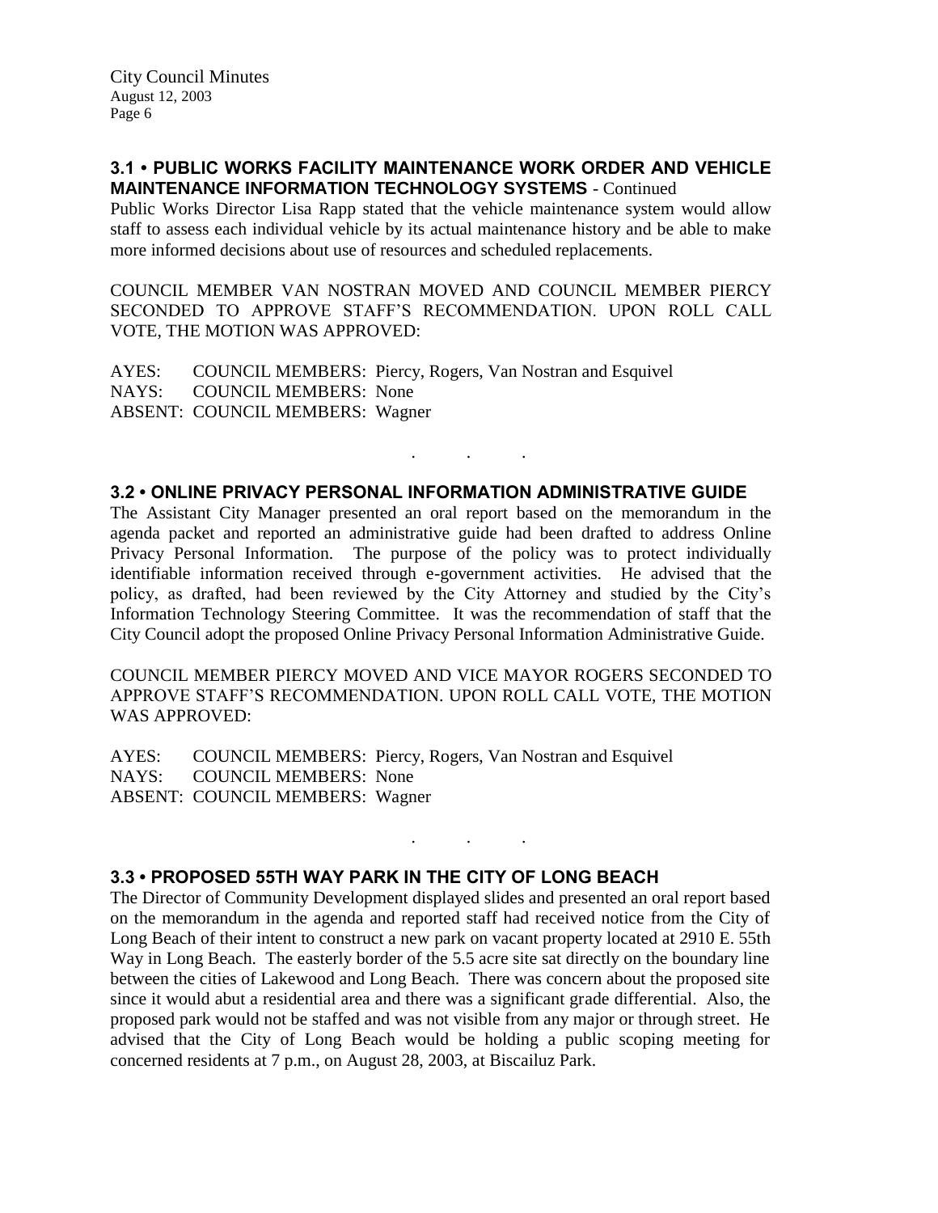### 3.1 • PUBLIC WORKS FACILITY MAINTENANCE WORK ORDER AND VEHICLE MAINTENANCE INFORMATION TECHNOLOGY SYSTEMS - Continued

Public Works Director Lisa Rapp stated that the vehicle maintenance system would allow staff to assess each individual vehicle by its actual maintenance history and be able to make more informed decisions about use of resources and scheduled replacements.

COUNCIL MEMBER VAN NOSTRAN MOVED AND COUNCIL MEMBER PIERCY SECONDED TO APPROVE STAFF'S RECOMMENDATION. UPON ROLL CALL VOTE, THE MOTION WAS APPROVED:

AYES: COUNCIL MEMBERS: Piercy, Rogers, Van Nostran and Esquivel
NAYS: COUNCIL MEMBERS: None
ABSENT: COUNCIL MEMBERS: Wagner

. . .

### 3.2 • ONLINE PRIVACY PERSONAL INFORMATION ADMINISTRATIVE GUIDE

The Assistant City Manager presented an oral report based on the memorandum in the agenda packet and reported an administrative guide had been drafted to address Online Privacy Personal Information. The purpose of the policy was to protect individually identifiable information received through e-government activities. He advised that the policy, as drafted, had been reviewed by the City Attorney and studied by the City's Information Technology Steering Committee. It was the recommendation of staff that the City Council adopt the proposed Online Privacy Personal Information Administrative Guide.

COUNCIL MEMBER PIERCY MOVED AND VICE MAYOR ROGERS SECONDED TO APPROVE STAFF'S RECOMMENDATION. UPON ROLL CALL VOTE, THE MOTION WAS APPROVED:

AYES: COUNCIL MEMBERS: Piercy, Rogers, Van Nostran and Esquivel
NAYS: COUNCIL MEMBERS: None
ABSENT: COUNCIL MEMBERS: Wagner

. . .

### 3.3 • PROPOSED 55TH WAY PARK IN THE CITY OF LONG BEACH

The Director of Community Development displayed slides and presented an oral report based on the memorandum in the agenda and reported staff had received notice from the City of Long Beach of their intent to construct a new park on vacant property located at 2910 E. 55th Way in Long Beach. The easterly border of the 5.5 acre site sat directly on the boundary line between the cities of Lakewood and Long Beach. There was concern about the proposed site since it would abut a residential area and there was a significant grade differential. Also, the proposed park would not be staffed and was not visible from any major or through street. He advised that the City of Long Beach would be holding a public scoping meeting for concerned residents at 7 p.m., on August 28, 2003, at Biscailuz Park.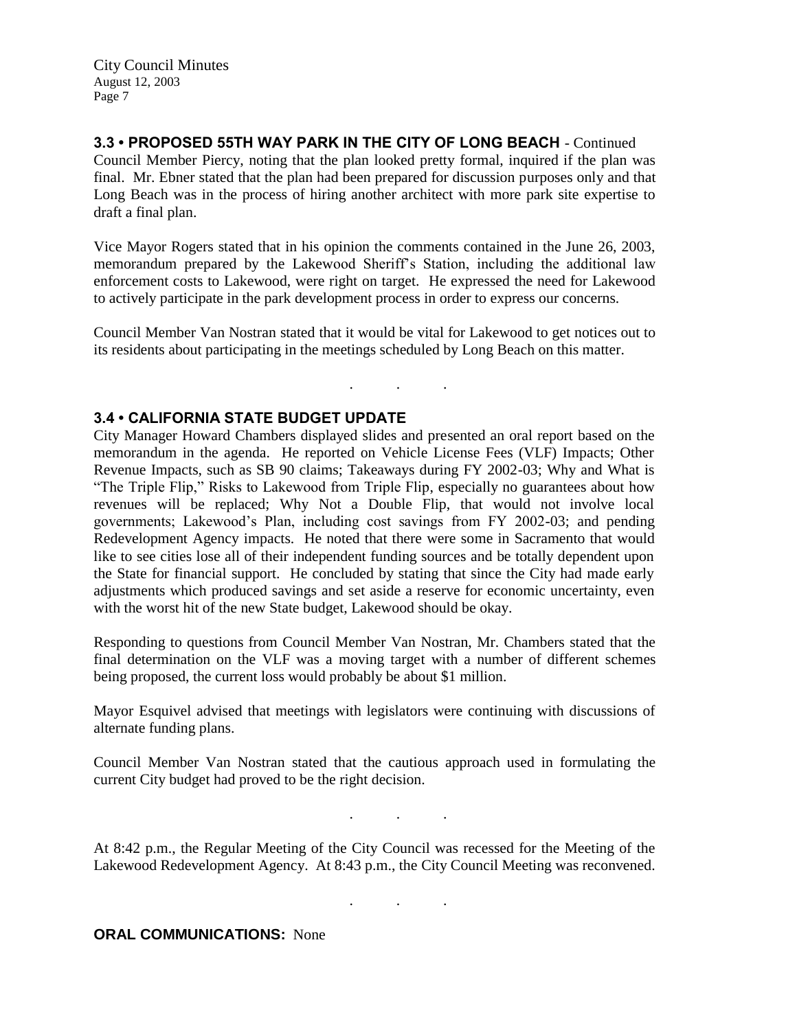**3.3 • PROPOSED 55TH WAY PARK IN THE CITY OF LONG BEACH** - Continued

Council Member Piercy, noting that the plan looked pretty formal, inquired if the plan was final. Mr. Ebner stated that the plan had been prepared for discussion purposes only and that Long Beach was in the process of hiring another architect with more park site expertise to draft a final plan.

Vice Mayor Rogers stated that in his opinion the comments contained in the June 26, 2003, memorandum prepared by the Lakewood Sheriff's Station, including the additional law enforcement costs to Lakewood, were right on target. He expressed the need for Lakewood to actively participate in the park development process in order to express our concerns.

Council Member Van Nostran stated that it would be vital for Lakewood to get notices out to its residents about participating in the meetings scheduled by Long Beach on this matter.

. . .

**3.4 • CALIFORNIA STATE BUDGET UPDATE**

City Manager Howard Chambers displayed slides and presented an oral report based on the memorandum in the agenda. He reported on Vehicle License Fees (VLF) Impacts; Other Revenue Impacts, such as SB 90 claims; Takeaways during FY 2002-03; Why and What is "The Triple Flip," Risks to Lakewood from Triple Flip, especially no guarantees about how revenues will be replaced; Why Not a Double Flip, that would not involve local governments; Lakewood's Plan, including cost savings from FY 2002-03; and pending Redevelopment Agency impacts. He noted that there were some in Sacramento that would like to see cities lose all of their independent funding sources and be totally dependent upon the State for financial support. He concluded by stating that since the City had made early adjustments which produced savings and set aside a reserve for economic uncertainty, even with the worst hit of the new State budget, Lakewood should be okay.

Responding to questions from Council Member Van Nostran, Mr. Chambers stated that the final determination on the VLF was a moving target with a number of different schemes being proposed, the current loss would probably be about $1 million.

Mayor Esquivel advised that meetings with legislators were continuing with discussions of alternate funding plans.

Council Member Van Nostran stated that the cautious approach used in formulating the current City budget had proved to be the right decision.

. . .

At 8:42 p.m., the Regular Meeting of the City Council was recessed for the Meeting of the Lakewood Redevelopment Agency. At 8:43 p.m., the City Council Meeting was reconvened.

. . .

**ORAL COMMUNICATIONS:** None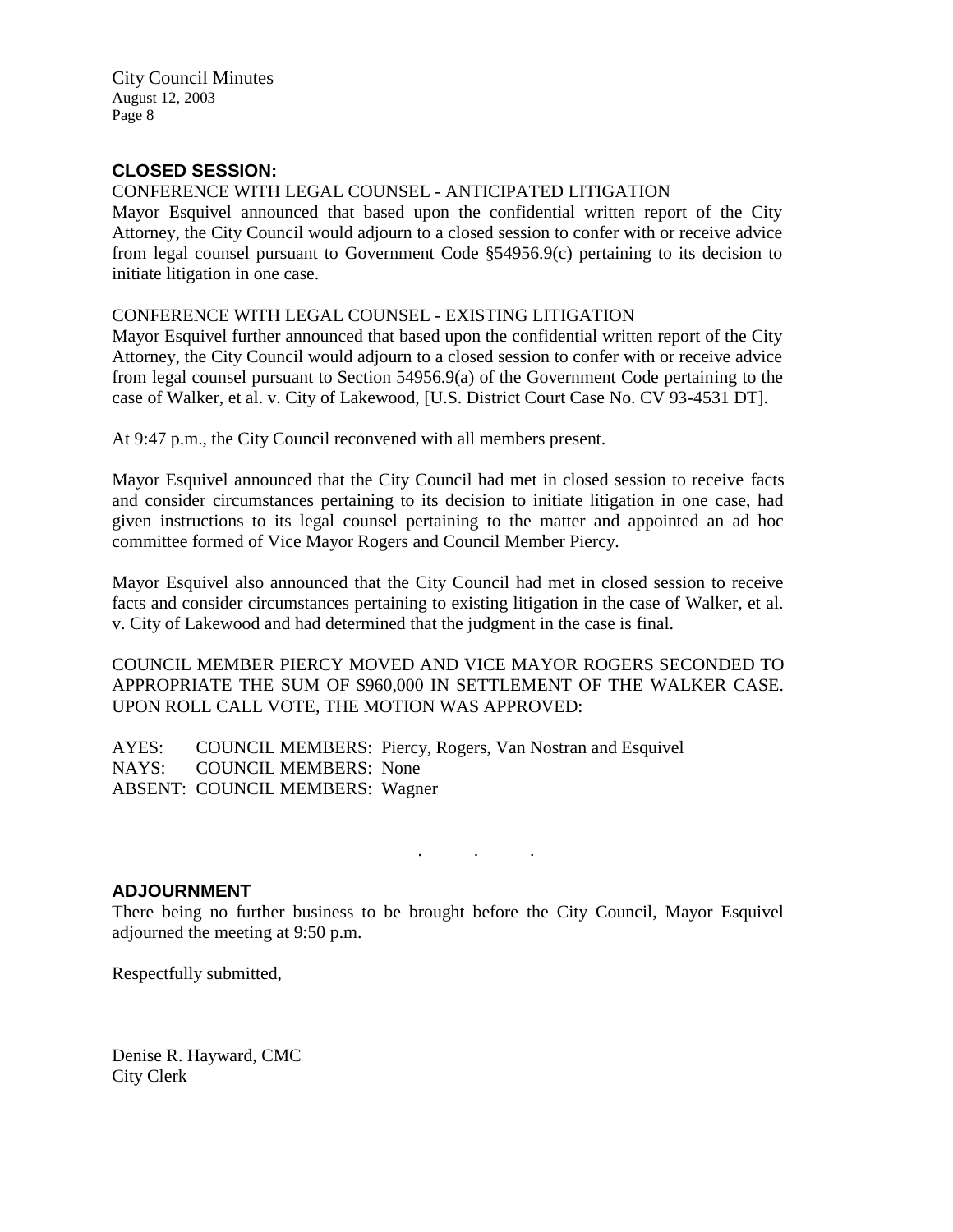## CLOSED SESSION:

CONFERENCE WITH LEGAL COUNSEL - ANTICIPATED LITIGATION

Mayor Esquivel announced that based upon the confidential written report of the City Attorney, the City Council would adjourn to a closed session to confer with or receive advice from legal counsel pursuant to Government Code §54956.9(c) pertaining to its decision to initiate litigation in one case.

CONFERENCE WITH LEGAL COUNSEL - EXISTING LITIGATION

Mayor Esquivel further announced that based upon the confidential written report of the City Attorney, the City Council would adjourn to a closed session to confer with or receive advice from legal counsel pursuant to Section 54956.9(a) of the Government Code pertaining to the case of Walker, et al. v. City of Lakewood, [U.S. District Court Case No. CV 93-4531 DT].

At 9:47 p.m., the City Council reconvened with all members present.

Mayor Esquivel announced that the City Council had met in closed session to receive facts and consider circumstances pertaining to its decision to initiate litigation in one case, had given instructions to its legal counsel pertaining to the matter and appointed an ad hoc committee formed of Vice Mayor Rogers and Council Member Piercy.

Mayor Esquivel also announced that the City Council had met in closed session to receive facts and consider circumstances pertaining to existing litigation in the case of Walker, et al. v. City of Lakewood and had determined that the judgment in the case is final.

COUNCIL MEMBER PIERCY MOVED AND VICE MAYOR ROGERS SECONDED TO APPROPRIATE THE SUM OF $960,000 IN SETTLEMENT OF THE WALKER CASE. UPON ROLL CALL VOTE, THE MOTION WAS APPROVED:

AYES: COUNCIL MEMBERS: Piercy, Rogers, Van Nostran and Esquivel
NAYS: COUNCIL MEMBERS: None
ABSENT: COUNCIL MEMBERS: Wagner

. . .

## ADJOURNMENT

There being no further business to be brought before the City Council, Mayor Esquivel adjourned the meeting at 9:50 p.m.

Respectfully submitted,

Denise R. Hayward, CMC
City Clerk